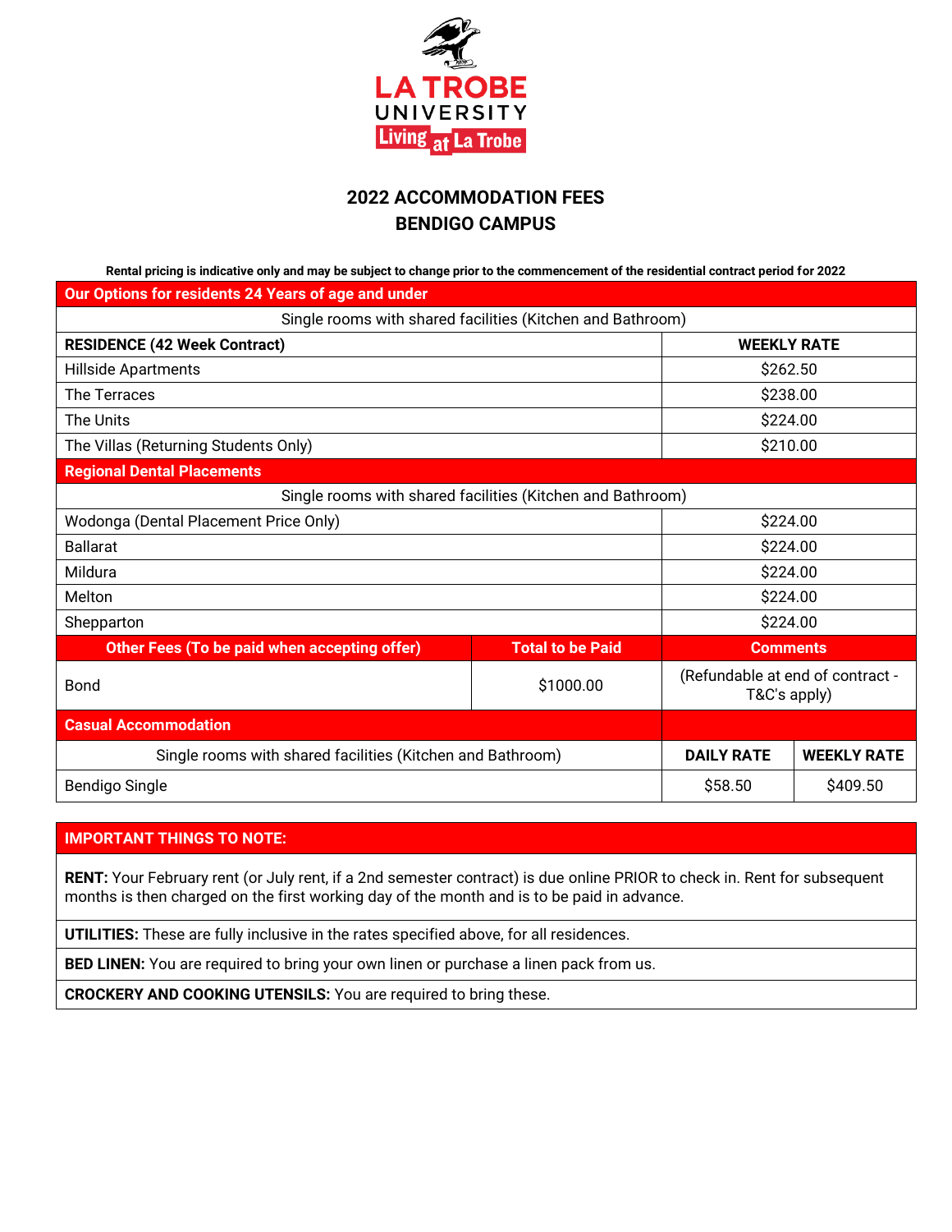LA TROBE UNIVERSITY
Living at La Trobe

# 2022 ACCOMMODATION FEES
# BENDIGO CAMPUS

**Rental pricing is indicative only and may be subject to change prior to the commencement of the residential contract period for 2022**

| **Our Options for residents 24 Years of age and under** | | |
|---|---|---|
| Single rooms with shared facilities (Kitchen and Bathroom) | | |
| **RESIDENCE (42 Week Contract)** | | **WEEKLY RATE** |
| Hillside Apartments | | $262.50 |
| The Terraces | | $238.00 |
| The Units | | $224.00 |
| The Villas (Returning Students Only) | | $210.00 |
| **Regional Dental Placements** | | |
| Single rooms with shared facilities (Kitchen and Bathroom) | | |
| Wodonga (Dental Placement Price Only) | | $224.00 |
| Ballarat | | $224.00 |
| Mildura | | $224.00 |
| Melton | | $224.00 |
| Shepparton | | $224.00 |
| **Other Fees (To be paid when accepting offer)** | **Total to be Paid** | **Comments** |
| Bond | $1000.00 | (Refundable at end of contract - T&C's apply) |

| **Casual Accommodation** | | |
|---|---|---|
| Single rooms with shared facilities (Kitchen and Bathroom) | **DAILY RATE** | **WEEKLY RATE** |
| Bendigo Single | $58.50 | $409.50 |

## IMPORTANT THINGS TO NOTE:

**RENT:** Your February rent (or July rent, if a 2nd semester contract) is due online PRIOR to check in. Rent for subsequent months is then charged on the first working day of the month and is to be paid in advance.

**UTILITIES:** These are fully inclusive in the rates specified above, for all residences.

**BED LINEN:** You are required to bring your own linen or purchase a linen pack from us.

**CROCKERY AND COOKING UTENSILS:** You are required to bring these.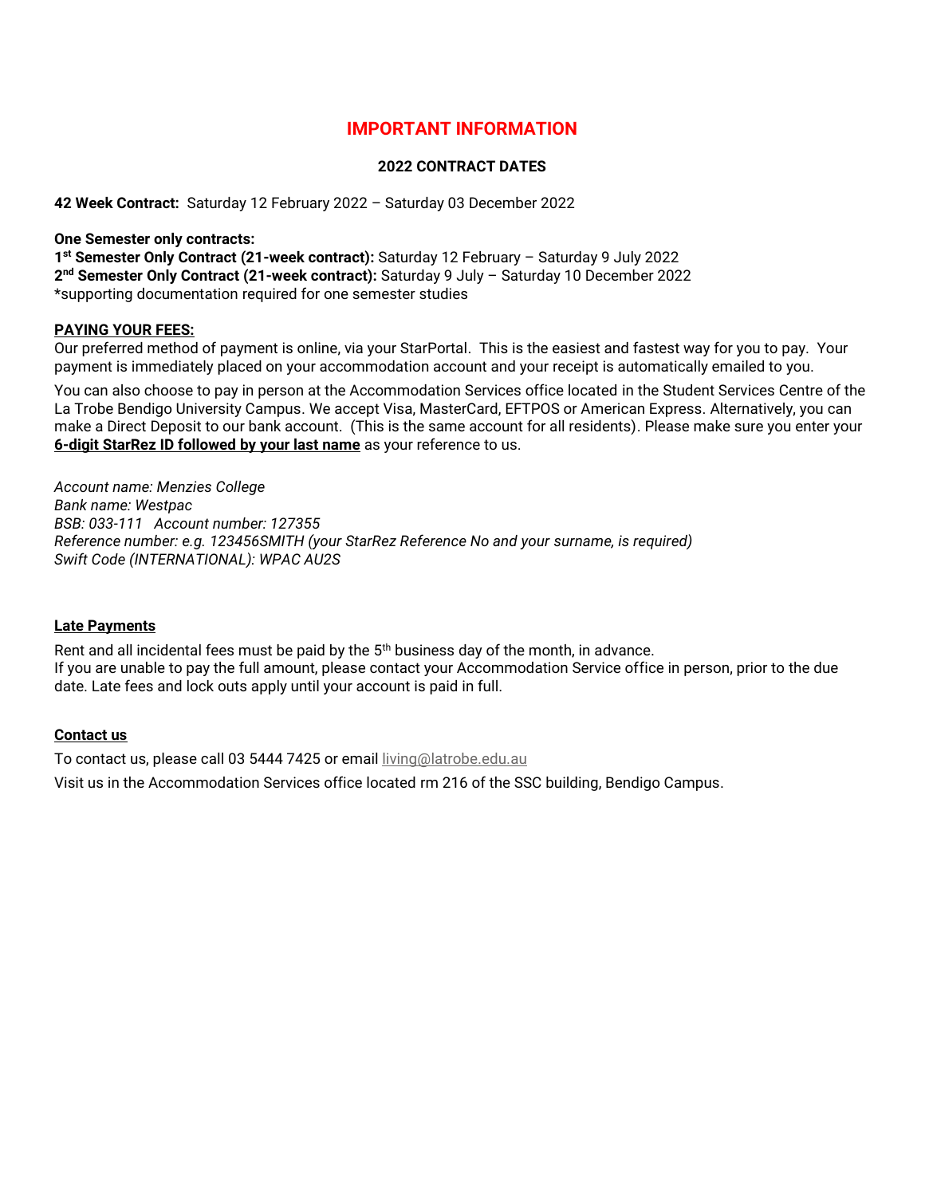## IMPORTANT INFORMATION

### 2022 CONTRACT DATES

**42 Week Contract:** Saturday 12 February 2022 – Saturday 03 December 2022

**One Semester only contracts:**
**1st Semester Only Contract (21-week contract):** Saturday 12 February – Saturday 9 July 2022
**2nd Semester Only Contract (21-week contract):** Saturday 9 July – Saturday 10 December 2022
*supporting documentation required for one semester studies

**PAYING YOUR FEES:**
Our preferred method of payment is online, via your StarPortal. This is the easiest and fastest way for you to pay. Your payment is immediately placed on your accommodation account and your receipt is automatically emailed to you.

You can also choose to pay in person at the Accommodation Services office located in the Student Services Centre of the La Trobe Bendigo University Campus. We accept Visa, MasterCard, EFTPOS or American Express. Alternatively, you can make a Direct Deposit to our bank account. (This is the same account for all residents). Please make sure you enter your **6-digit StarRez ID followed by your last name** as your reference to us.

*Account name: Menzies College*
*Bank name: Westpac*
*BSB: 033-111 Account number: 127355*
*Reference number: e.g. 123456SMITH (your StarRez Reference No and your surname, is required)*
*Swift Code (INTERNATIONAL): WPAC AU2S*

**Late Payments**

Rent and all incidental fees must be paid by the 5th business day of the month, in advance.
If you are unable to pay the full amount, please contact your Accommodation Service office in person, prior to the due date. Late fees and lock outs apply until your account is paid in full.

**Contact us**

To contact us, please call 03 5444 7425 or email living@latrobe.edu.au

Visit us in the Accommodation Services office located rm 216 of the SSC building, Bendigo Campus.